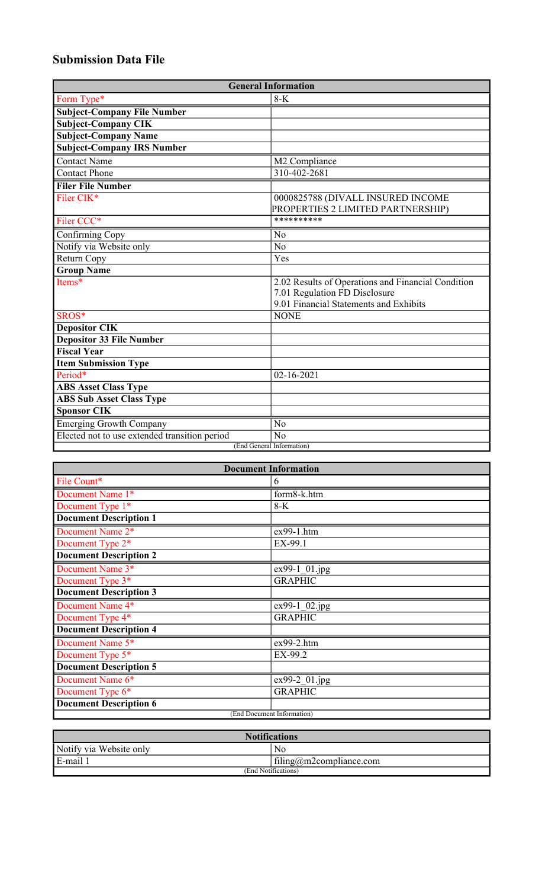# Submission Data File

| General Information | |
|---|---|
| Form Type* | 8-K |
| **Subject-Company File Number** | |
| **Subject-Company CIK** | |
| **Subject-Company Name** | |
| **Subject-Company IRS Number** | |
| Contact Name | M2 Compliance |
| Contact Phone | 310-402-2681 |
| **Filer File Number** | |
| Filer CIK* | 0000825788 (DIVALL INSURED INCOME PROPERTIES 2 LIMITED PARTNERSHIP) |
| Filer CCC* | ********** |
| Confirming Copy | No |
| Notify via Website only | No |
| Return Copy | Yes |
| **Group Name** | |
| Items* | 2.02 Results of Operations and Financial Condition<br>7.01 Regulation FD Disclosure<br>9.01 Financial Statements and Exhibits |
| SROS* | NONE |
| **Depositor CIK** | |
| **Depositor 33 File Number** | |
| **Fiscal Year** | |
| **Item Submission Type** | |
| Period* | 02-16-2021 |
| **ABS Asset Class Type** | |
| **ABS Sub Asset Class Type** | |
| **Sponsor CIK** | |
| Emerging Growth Company | No |
| Elected not to use extended transition period | No |
| (End General Information) | |

| Document Information | |
|---|---|
| File Count* | 6 |
| Document Name 1* | form8-k.htm |
| Document Type 1* | 8-K |
| **Document Description 1** | |
| Document Name 2* | ex99-1.htm |
| Document Type 2* | EX-99.1 |
| **Document Description 2** | |
| Document Name 3* | ex99-1_01.jpg |
| Document Type 3* | GRAPHIC |
| **Document Description 3** | |
| Document Name 4* | ex99-1_02.jpg |
| Document Type 4* | GRAPHIC |
| **Document Description 4** | |
| Document Name 5* | ex99-2.htm |
| Document Type 5* | EX-99.2 |
| **Document Description 5** | |
| Document Name 6* | ex99-2_01.jpg |
| Document Type 6* | GRAPHIC |
| **Document Description 6** | |
| (End Document Information) | |

| Notifications | |
|---|---|
| Notify via Website only | No |
| E-mail 1 | filing@m2compliance.com |
| (End Notifications) | |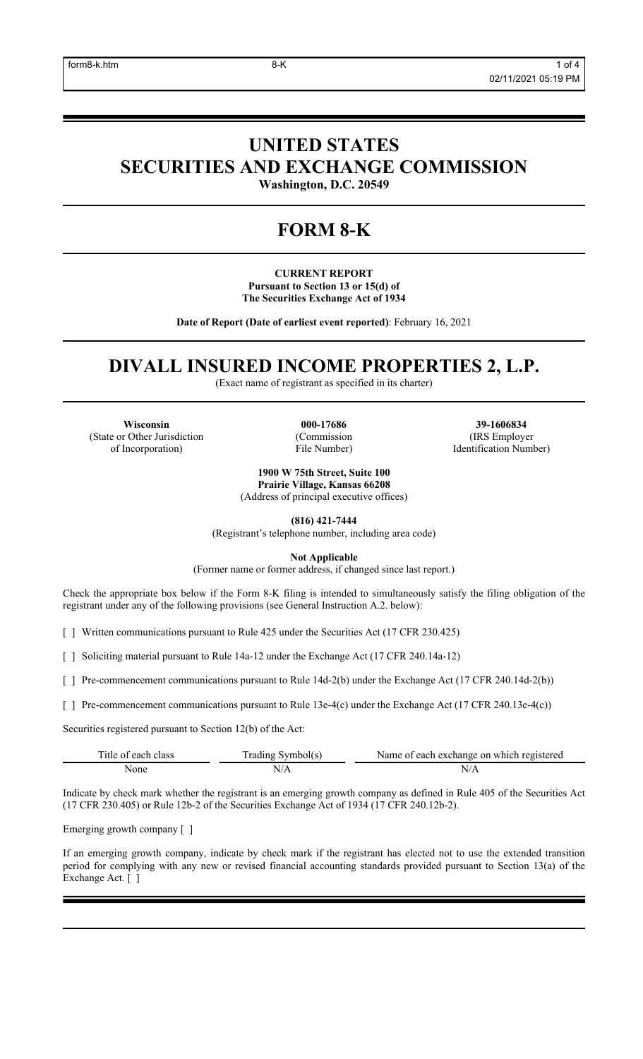# UNITED STATES SECURITIES AND EXCHANGE COMMISSION

**Washington, D.C. 20549**

# FORM 8-K

**CURRENT REPORT**
**Pursuant to Section 13 or 15(d) of**
**The Securities Exchange Act of 1934**

**Date of Report (Date of earliest event reported)**: February 16, 2021

# DIVALL INSURED INCOME PROPERTIES 2, L.P.

(Exact name of registrant as specified in its charter)

| **Wisconsin** | **000-17686** | **39-1606834** |
|---|---|---|
| (State or Other Jurisdiction of Incorporation) | (Commission File Number) | (IRS Employer Identification Number) |

**1900 W 75th Street, Suite 100**
**Prairie Village, Kansas 66208**
(Address of principal executive offices)

**(816) 421-7444**
(Registrant's telephone number, including area code)

**Not Applicable**
(Former name or former address, if changed since last report.)

Check the appropriate box below if the Form 8-K filing is intended to simultaneously satisfy the filing obligation of the registrant under any of the following provisions (see General Instruction A.2. below):

[ ] Written communications pursuant to Rule 425 under the Securities Act (17 CFR 230.425)

[ ] Soliciting material pursuant to Rule 14a-12 under the Exchange Act (17 CFR 240.14a-12)

[ ] Pre-commencement communications pursuant to Rule 14d-2(b) under the Exchange Act (17 CFR 240.14d-2(b))

[ ] Pre-commencement communications pursuant to Rule 13e-4(c) under the Exchange Act (17 CFR 240.13e-4(c))

Securities registered pursuant to Section 12(b) of the Act:

| Title of each class | Trading Symbol(s) | Name of each exchange on which registered |
|---|---|---|
| None | N/A | N/A |

Indicate by check mark whether the registrant is an emerging growth company as defined in Rule 405 of the Securities Act (17 CFR 230.405) or Rule 12b-2 of the Securities Exchange Act of 1934 (17 CFR 240.12b-2).

Emerging growth company [ ]

If an emerging growth company, indicate by check mark if the registrant has elected not to use the extended transition period for complying with any new or revised financial accounting standards provided pursuant to Section 13(a) of the Exchange Act. [ ]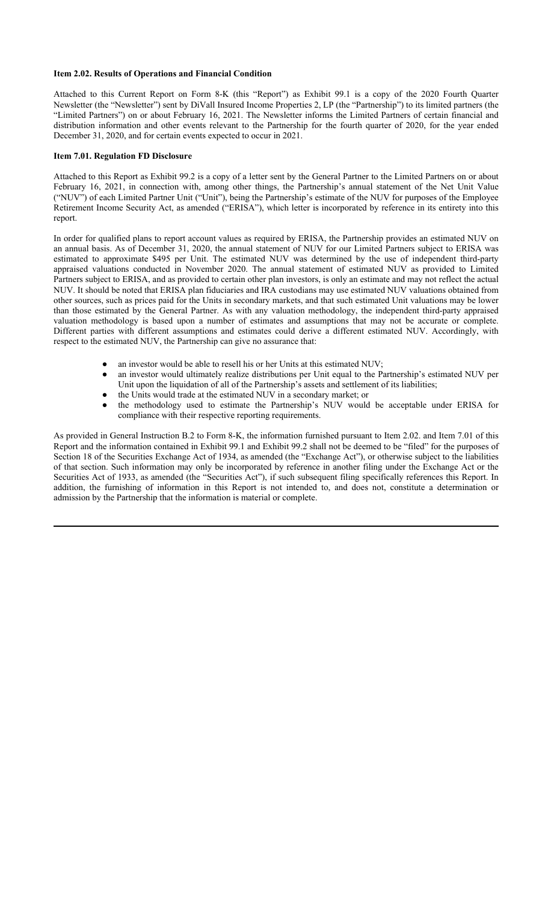**Item 2.02. Results of Operations and Financial Condition**

Attached to this Current Report on Form 8-K (this "Report") as Exhibit 99.1 is a copy of the 2020 Fourth Quarter Newsletter (the "Newsletter") sent by DiVall Insured Income Properties 2, LP (the "Partnership") to its limited partners (the "Limited Partners") on or about February 16, 2021. The Newsletter informs the Limited Partners of certain financial and distribution information and other events relevant to the Partnership for the fourth quarter of 2020, for the year ended December 31, 2020, and for certain events expected to occur in 2021.

**Item 7.01. Regulation FD Disclosure**

Attached to this Report as Exhibit 99.2 is a copy of a letter sent by the General Partner to the Limited Partners on or about February 16, 2021, in connection with, among other things, the Partnership's annual statement of the Net Unit Value ("NUV") of each Limited Partner Unit ("Unit"), being the Partnership's estimate of the NUV for purposes of the Employee Retirement Income Security Act, as amended ("ERISA"), which letter is incorporated by reference in its entirety into this report.

In order for qualified plans to report account values as required by ERISA, the Partnership provides an estimated NUV on an annual basis. As of December 31, 2020, the annual statement of NUV for our Limited Partners subject to ERISA was estimated to approximate $495 per Unit. The estimated NUV was determined by the use of independent third-party appraised valuations conducted in November 2020. The annual statement of estimated NUV as provided to Limited Partners subject to ERISA, and as provided to certain other plan investors, is only an estimate and may not reflect the actual NUV. It should be noted that ERISA plan fiduciaries and IRA custodians may use estimated NUV valuations obtained from other sources, such as prices paid for the Units in secondary markets, and that such estimated Unit valuations may be lower than those estimated by the General Partner. As with any valuation methodology, the independent third-party appraised valuation methodology is based upon a number of estimates and assumptions that may not be accurate or complete. Different parties with different assumptions and estimates could derive a different estimated NUV. Accordingly, with respect to the estimated NUV, the Partnership can give no assurance that:

- an investor would be able to resell his or her Units at this estimated NUV;
- an investor would ultimately realize distributions per Unit equal to the Partnership's estimated NUV per Unit upon the liquidation of all of the Partnership's assets and settlement of its liabilities;
- the Units would trade at the estimated NUV in a secondary market; or
- the methodology used to estimate the Partnership's NUV would be acceptable under ERISA for compliance with their respective reporting requirements.

As provided in General Instruction B.2 to Form 8-K, the information furnished pursuant to Item 2.02. and Item 7.01 of this Report and the information contained in Exhibit 99.1 and Exhibit 99.2 shall not be deemed to be "filed" for the purposes of Section 18 of the Securities Exchange Act of 1934, as amended (the "Exchange Act"), or otherwise subject to the liabilities of that section. Such information may only be incorporated by reference in another filing under the Exchange Act or the Securities Act of 1933, as amended (the "Securities Act"), if such subsequent filing specifically references this Report. In addition, the furnishing of information in this Report is not intended to, and does not, constitute a determination or admission by the Partnership that the information is material or complete.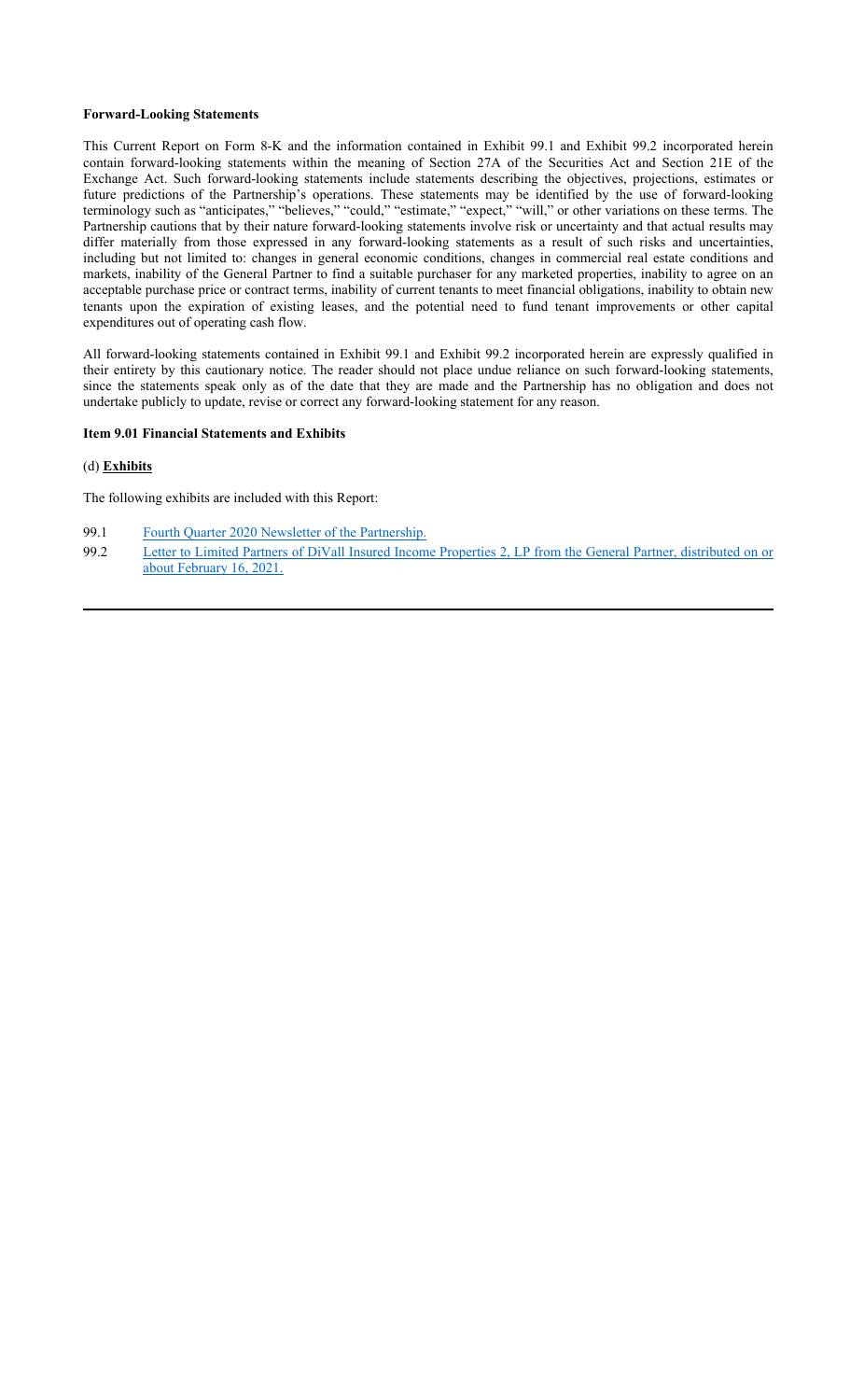**Forward-Looking Statements**

This Current Report on Form 8-K and the information contained in Exhibit 99.1 and Exhibit 99.2 incorporated herein contain forward-looking statements within the meaning of Section 27A of the Securities Act and Section 21E of the Exchange Act. Such forward-looking statements include statements describing the objectives, projections, estimates or future predictions of the Partnership's operations. These statements may be identified by the use of forward-looking terminology such as "anticipates," "believes," "could," "estimate," "expect," "will," or other variations on these terms. The Partnership cautions that by their nature forward-looking statements involve risk or uncertainty and that actual results may differ materially from those expressed in any forward-looking statements as a result of such risks and uncertainties, including but not limited to: changes in general economic conditions, changes in commercial real estate conditions and markets, inability of the General Partner to find a suitable purchaser for any marketed properties, inability to agree on an acceptable purchase price or contract terms, inability of current tenants to meet financial obligations, inability to obtain new tenants upon the expiration of existing leases, and the potential need to fund tenant improvements or other capital expenditures out of operating cash flow.

All forward-looking statements contained in Exhibit 99.1 and Exhibit 99.2 incorporated herein are expressly qualified in their entirety by this cautionary notice. The reader should not place undue reliance on such forward-looking statements, since the statements speak only as of the date that they are made and the Partnership has no obligation and does not undertake publicly to update, revise or correct any forward-looking statement for any reason.

**Item 9.01 Financial Statements and Exhibits**

(d) **Exhibits**

The following exhibits are included with this Report:

99.1 Fourth Quarter 2020 Newsletter of the Partnership.

99.2 Letter to Limited Partners of DiVall Insured Income Properties 2, LP from the General Partner, distributed on or about February 16, 2021.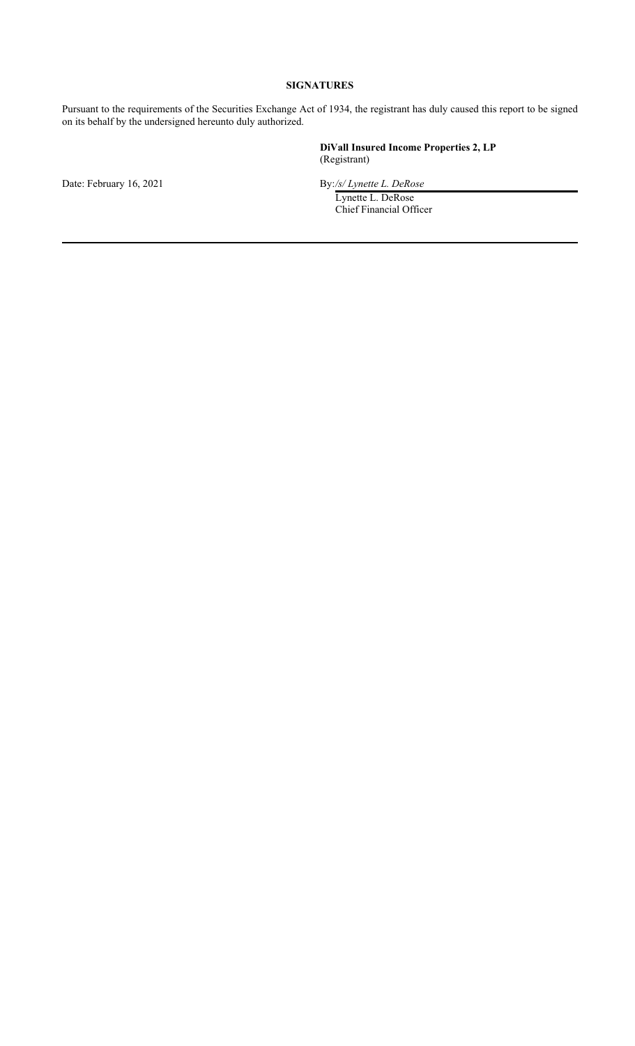**SIGNATURES**

Pursuant to the requirements of the Securities Exchange Act of 1934, the registrant has duly caused this report to be signed on its behalf by the undersigned hereunto duly authorized.

**DiVall Insured Income Properties 2, LP**
(Registrant)

Date: February 16, 2021

By: */s/ Lynette L. DeRose*
Lynette L. DeRose
Chief Financial Officer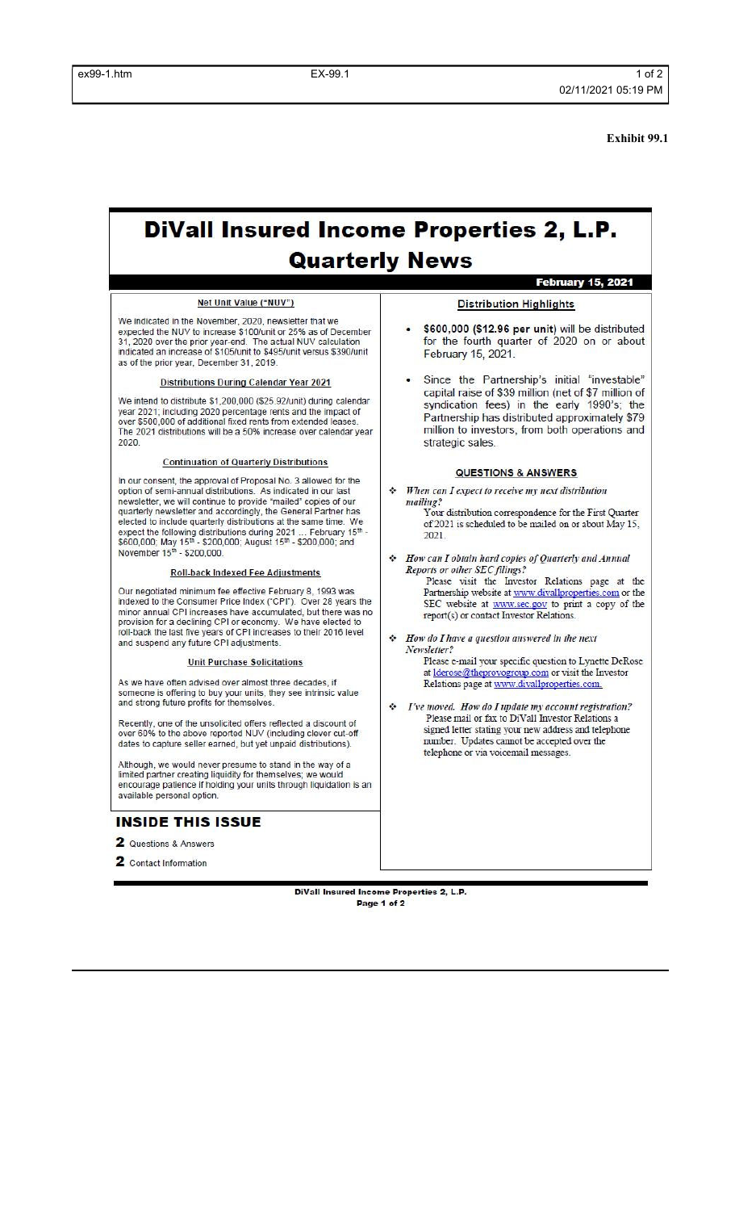**Exhibit 99.1**

# DiVall Insured Income Properties 2, L.P.
## Quarterly News

**February 15, 2021**

### Net Unit Value ("NUV")

We indicated in the November, 2020, newsletter that we expected the NUV to increase $100/unit or 25% as of December 31, 2020 over the prior year-end. The actual NUV calculation indicated an increase of $105/unit to $495/unit versus $390/unit as of the prior year, December 31, 2019.

### Distributions During Calendar Year 2021

We intend to distribute $1,200,000 ($25.92/unit) during calendar year 2021; including 2020 percentage rents and the impact of over $500,000 of additional fixed rents from extended leases. The 2021 distributions will be a 50% increase over calendar year 2020.

### Continuation of Quarterly Distributions

In our consent, the approval of Proposal No. 3 allowed for the option of semi-annual distributions. As indicated in our last newsletter, we will continue to provide "mailed" copies of our quarterly newsletter and accordingly, the General Partner has elected to include quarterly distributions at the same time. We expect the following distributions during 2021 … February 15th - $600,000; May 15th - $200,000; August 15th - $200,000; and November 15th - $200,000.

### Roll-back Indexed Fee Adjustments

Our negotiated minimum fee effective February 8, 1993 was indexed to the Consumer Price Index ("CPI"). Over 28 years the minor annual CPI increases have accumulated, but there was no provision for a declining CPI or economy. We have elected to roll-back the last five years of CPI increases to their 2016 level and suspend any future CPI adjustments.

### Unit Purchase Solicitations

As we have often advised over almost three decades, if someone is offering to buy your units, they see intrinsic value and strong future profits for themselves.

Recently, one of the unsolicited offers reflected a discount of over 60% to the above reported NUV (including clever cut-off dates to capture seller earned, but yet unpaid distributions).

Although, we would never presume to stand in the way of a limited partner creating liquidity for themselves; we would encourage patience if holding your units through liquidation is an available personal option.

### Distribution Highlights

- **$600,000 ($12.96 per unit)** will be distributed for the fourth quarter of 2020 on or about February 15, 2021.
- Since the Partnership's initial "investable" capital raise of $39 million (net of $7 million of syndication fees) in the early 1990's; the Partnership has distributed approximately $79 million to investors, from both operations and strategic sales.

### QUESTIONS & ANSWERS

- ***When can I expect to receive my next distribution mailing?***
  Your distribution correspondence for the First Quarter of 2021 is scheduled to be mailed on or about May 15, 2021.
- ***How can I obtain hard copies of Quarterly and Annual Reports or other SEC filings?***
  Please visit the Investor Relations page at the Partnership website at www.divallproperties.com or the SEC website at www.sec.gov to print a copy of the report(s) or contact Investor Relations.
- ***How do I have a question answered in the next Newsletter?***
  Please e-mail your specific question to Lynette DeRose at lderose@theprovogroup.com or visit the Investor Relations page at www.divallproperties.com.
- ***I've moved. How do I update my account registration?***
  Please mail or fax to DiVall Investor Relations a signed letter stating your new address and telephone number. Updates cannot be accepted over the telephone or via voicemail messages.

### INSIDE THIS ISSUE

**2** Questions & Answers

**2** Contact Information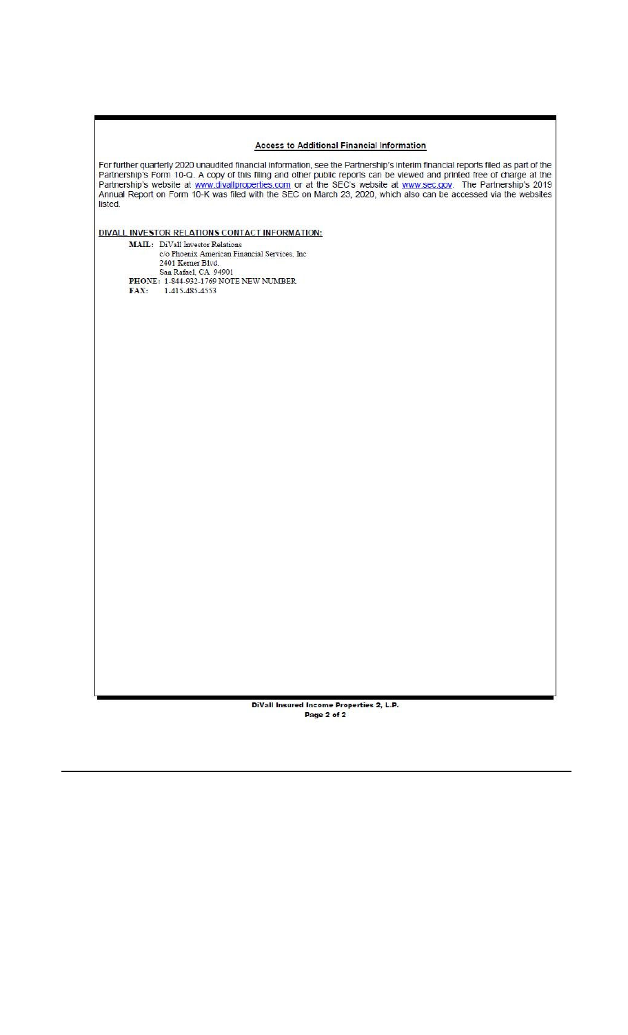## Access to Additional Financial Information

For further quarterly 2020 unaudited financial information, see the Partnership's interim financial reports filed as part of the Partnership's Form 10-Q. A copy of this filing and other public reports can be viewed and printed free of charge at the Partnership's website at www.divallproperties.com or at the SEC's website at www.sec.gov. The Partnership's 2019 Annual Report on Form 10-K was filed with the SEC on March 23, 2020, which also can be accessed via the websites listed.

**DIVALL INVESTOR RELATIONS CONTACT INFORMATION:**

**MAIL:** DiVall Investor Relations
c/o Phoenix American Financial Services, Inc
2401 Kerner Blvd.
San Rafael, CA 94901

**PHONE:** 1-844-932-1769 NOTE NEW NUMBER

**FAX:** 1-415-485-4553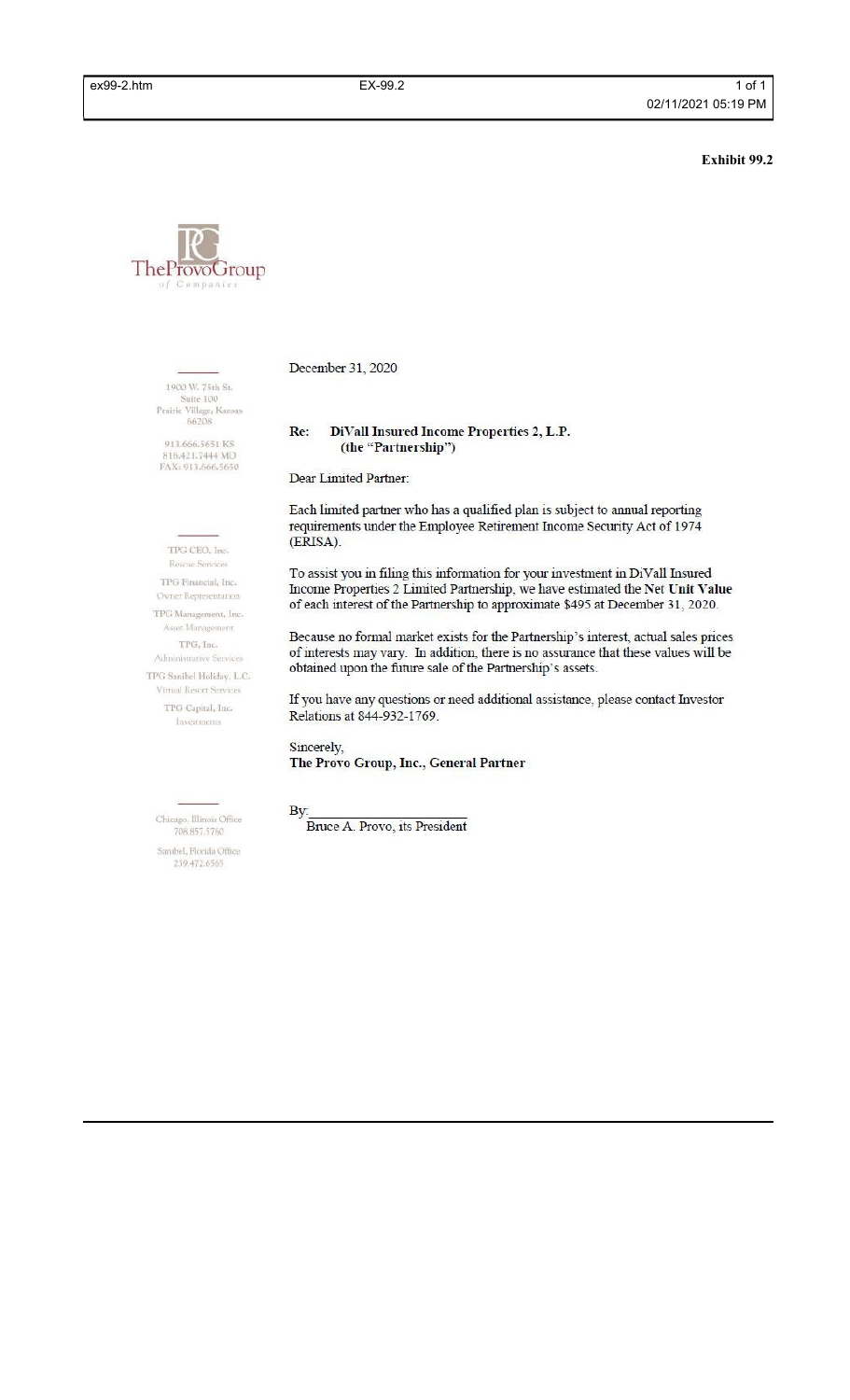**Exhibit 99.2**

The Provo Group
of Companies

1900 W. 75th St.
Suite 100
Prairie Village, Kansas
66208

913.666.5651 KS
816.421.7444 MO
FAX: 913.666.5650

TPG CEO, Inc.
Rescue Services

TPG Financial, Inc.
Owner Representation

TPG Management, Inc.
Asset Management

TPG, Inc.
Administrative Services

TPG Sanibel Holiday, L.C.
Virtual Resort Services

TPG Capital, Inc.
Investments

Chicago, Illinois Office
708.857.5760

Sanibel, Florida Office
239.472.6565

December 31, 2020

**Re: DiVall Insured Income Properties 2, L.P. (the "Partnership")**

Dear Limited Partner:

Each limited partner who has a qualified plan is subject to annual reporting requirements under the Employee Retirement Income Security Act of 1974 (ERISA).

To assist you in filing this information for your investment in DiVall Insured Income Properties 2 Limited Partnership, we have estimated the **Net Unit Value** of each interest of the Partnership to approximate $495 at December 31, 2020.

Because no formal market exists for the Partnership's interest, actual sales prices of interests may vary. In addition, there is no assurance that these values will be obtained upon the future sale of the Partnership's assets.

If you have any questions or need additional assistance, please contact Investor Relations at 844-932-1769.

Sincerely,
**The Provo Group, Inc., General Partner**

By:\_\_\_\_\_\_\_\_\_\_\_\_\_\_\_\_\_\_\_\_\_\_\_\_
Bruce A. Provo, its President